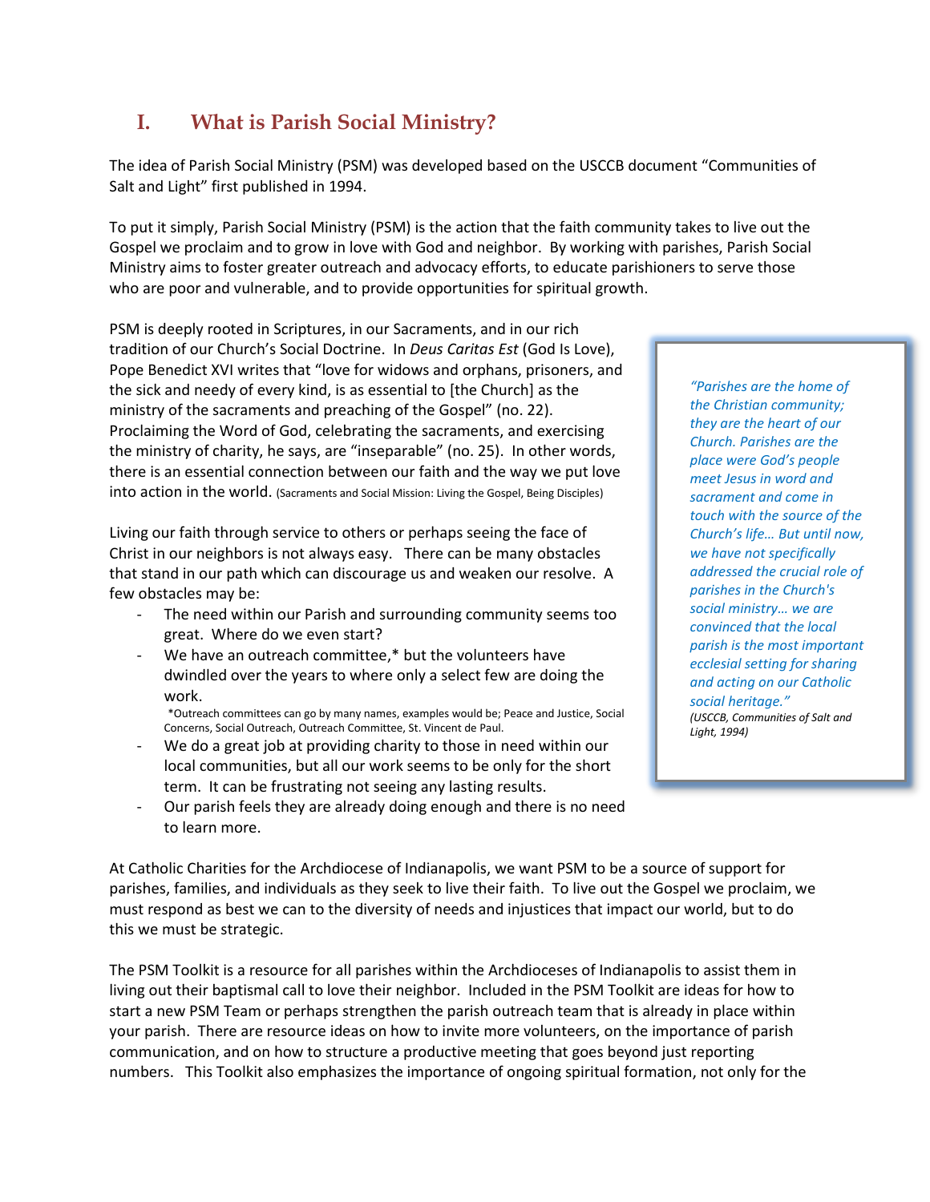## I. What is Parish Social Ministry?

The idea of Parish Social Ministry (PSM) was developed based on the USCCB document "Communities of Salt and Light" first published in 1994.

To put it simply, Parish Social Ministry (PSM) is the action that the faith community takes to live out the Gospel we proclaim and to grow in love with God and neighbor. By working with parishes, Parish Social Ministry aims to foster greater outreach and advocacy efforts, to educate parishioners to serve those who are poor and vulnerable, and to provide opportunities for spiritual growth.

PSM is deeply rooted in Scriptures, in our Sacraments, and in our rich tradition of our Church's Social Doctrine. In *Deus Caritas Est* (God Is Love), Pope Benedict XVI writes that "love for widows and orphans, prisoners, and the sick and needy of every kind, is as essential to [the Church] as the ministry of the sacraments and preaching of the Gospel" (no. 22). Proclaiming the Word of God, celebrating the sacraments, and exercising the ministry of charity, he says, are "inseparable" (no. 25). In other words, there is an essential connection between our faith and the way we put love into action in the world. (Sacraments and Social Mission: Living the Gospel, Being Disciples)

> *"Parishes are the home of the Christian community; they are the heart of our Church. Parishes are the place were God's people meet Jesus in word and sacrament and come in touch with the source of the Church's life… But until now, we have not specifically addressed the crucial role of parishes in the Church's social ministry… we are convinced that the local parish is the most important ecclesial setting for sharing and acting on our Catholic social heritage."*
> *(USCCB, Communities of Salt and Light, 1994)*

Living our faith through service to others or perhaps seeing the face of Christ in our neighbors is not always easy. There can be many obstacles that stand in our path which can discourage us and weaken our resolve. A few obstacles may be:

- The need within our Parish and surrounding community seems too great. Where do we even start?
- We have an outreach committee,* but the volunteers have dwindled over the years to where only a select few are doing the work.
  *Outreach committees can go by many names, examples would be; Peace and Justice, Social Concerns, Social Outreach, Outreach Committee, St. Vincent de Paul.
- We do a great job at providing charity to those in need within our local communities, but all our work seems to be only for the short term. It can be frustrating not seeing any lasting results.
- Our parish feels they are already doing enough and there is no need to learn more.

At Catholic Charities for the Archdiocese of Indianapolis, we want PSM to be a source of support for parishes, families, and individuals as they seek to live their faith. To live out the Gospel we proclaim, we must respond as best we can to the diversity of needs and injustices that impact our world, but to do this we must be strategic.

The PSM Toolkit is a resource for all parishes within the Archdioceses of Indianapolis to assist them in living out their baptismal call to love their neighbor. Included in the PSM Toolkit are ideas for how to start a new PSM Team or perhaps strengthen the parish outreach team that is already in place within your parish. There are resource ideas on how to invite more volunteers, on the importance of parish communication, and on how to structure a productive meeting that goes beyond just reporting numbers. This Toolkit also emphasizes the importance of ongoing spiritual formation, not only for the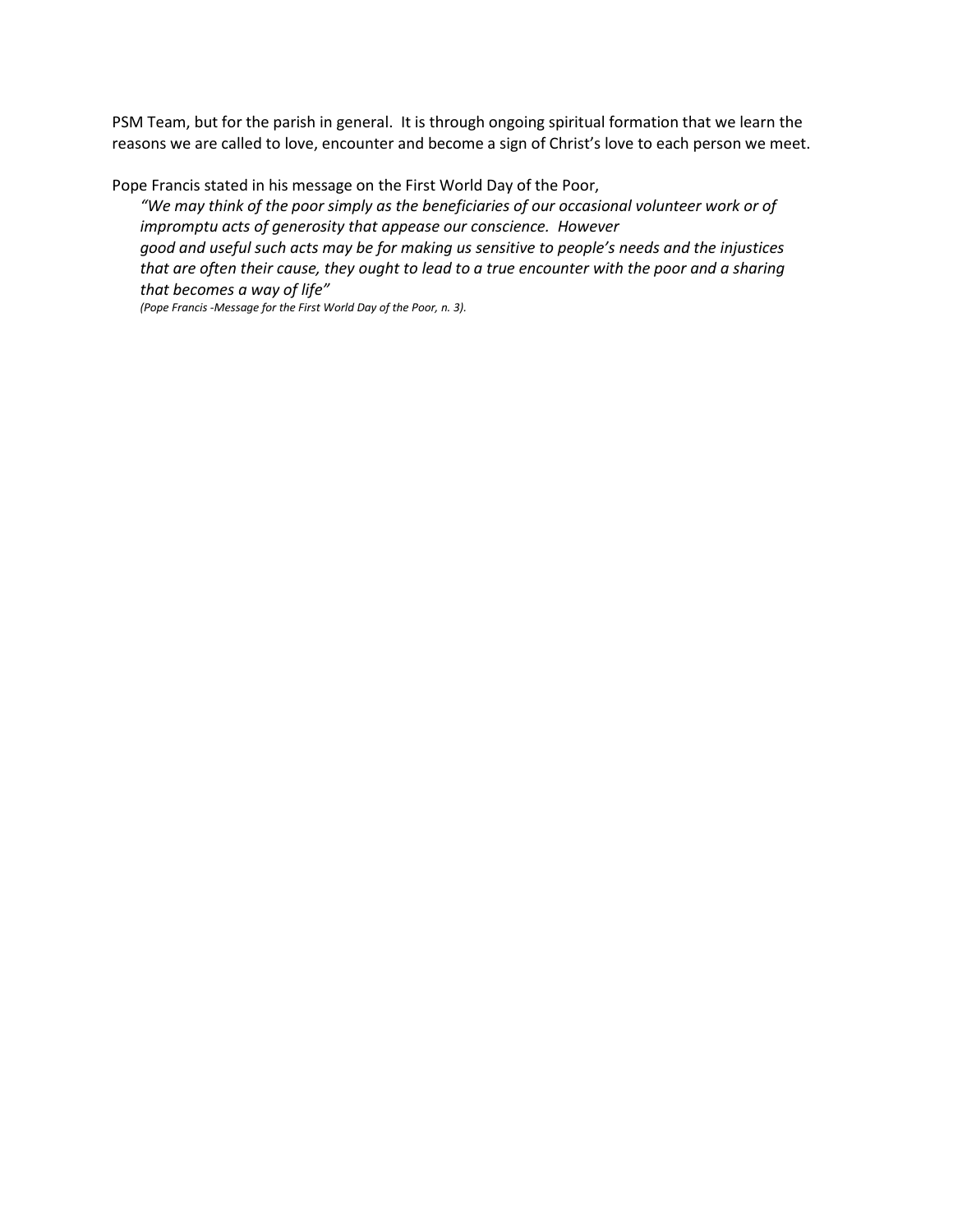PSM Team, but for the parish in general. It is through ongoing spiritual formation that we learn the reasons we are called to love, encounter and become a sign of Christ's love to each person we meet.

Pope Francis stated in his message on the First World Day of the Poor,

> *"We may think of the poor simply as the beneficiaries of our occasional volunteer work or of impromptu acts of generosity that appease our conscience. However good and useful such acts may be for making us sensitive to people's needs and the injustices that are often their cause, they ought to lead to a true encounter with the poor and a sharing that becomes a way of life"*
>
> *(Pope Francis -Message for the First World Day of the Poor, n. 3).*